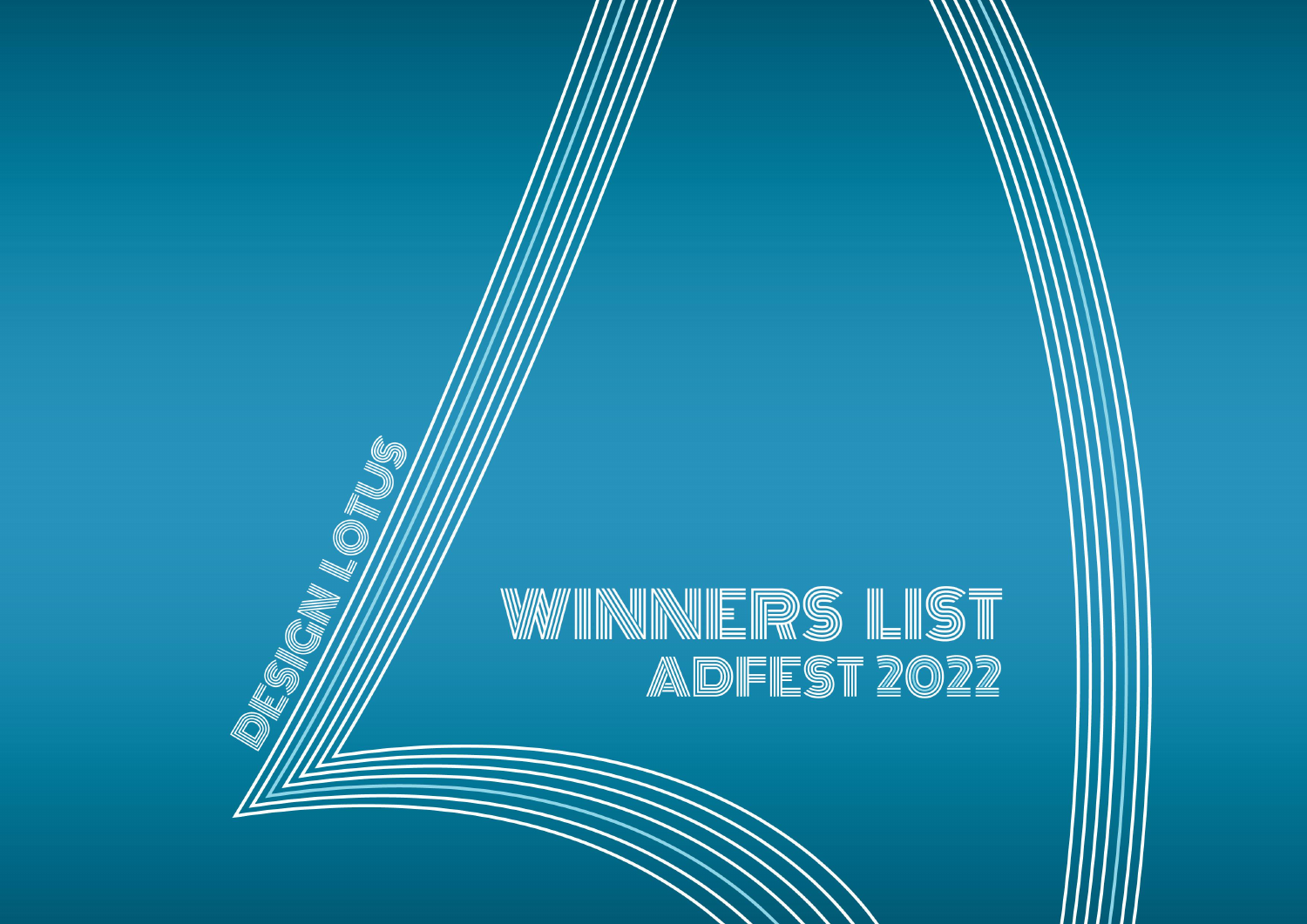DESIGN LOTUS

# WINNERS LIST

## ADFEST 2022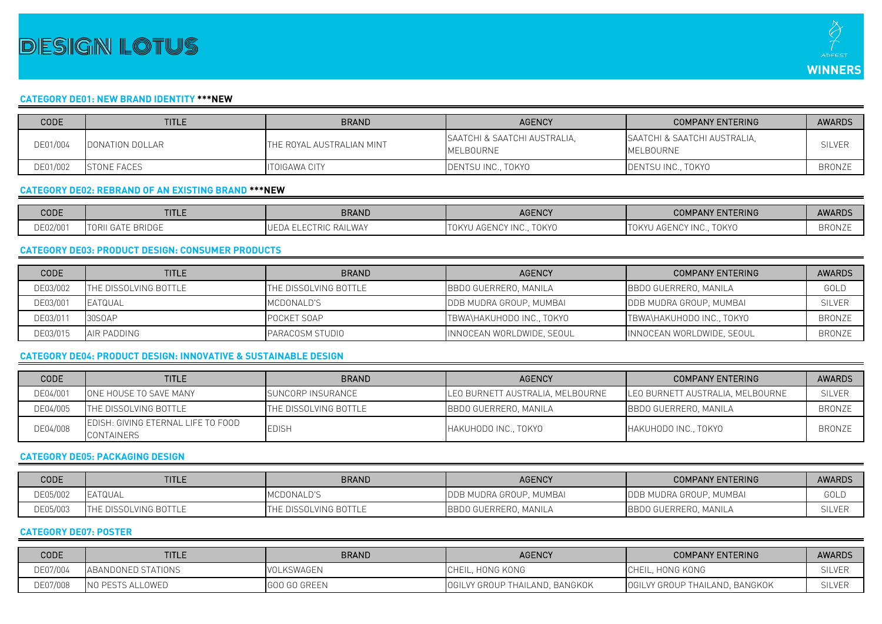# DESIGN LOTUS

ADFEST **WINNERS**

### CATEGORY DE01: NEW BRAND IDENTITY ***NEW

| CODE | TITLE | BRAND | AGENCY | COMPANY ENTERING | AWARDS |
|---|---|---|---|---|---|
| DE01/004 | DONATION DOLLAR | THE ROYAL AUSTRALIAN MINT | SAATCHI & SAATCHI AUSTRALIA, MELBOURNE | SAATCHI & SAATCHI AUSTRALIA, MELBOURNE | SILVER |
| DE01/002 | STONE FACES | ITOIGAWA CITY | DENTSU INC., TOKYO | DENTSU INC., TOKYO | BRONZE |

### CATEGORY DE02: REBRAND OF AN EXISTING BRAND ***NEW

| CODE | TITLE | BRAND | AGENCY | COMPANY ENTERING | AWARDS |
|---|---|---|---|---|---|
| DE02/001 | TORII GATE BRIDGE | UEDA ELECTRIC RAILWAY | TOKYU AGENCY INC., TOKYO | TOKYU AGENCY INC., TOKYO | BRONZE |

### CATEGORY DE03: PRODUCT DESIGN: CONSUMER PRODUCTS

| CODE | TITLE | BRAND | AGENCY | COMPANY ENTERING | AWARDS |
|---|---|---|---|---|---|
| DE03/002 | THE DISSOLVING BOTTLE | THE DISSOLVING BOTTLE | BBDO GUERRERO, MANILA | BBDO GUERRERO, MANILA | GOLD |
| DE03/001 | EATQUAL | MCDONALD'S | DDB MUDRA GROUP, MUMBAI | DDB MUDRA GROUP, MUMBAI | SILVER |
| DE03/011 | 30SOAP | POCKET SOAP | TBWA\HAKUHODO INC., TOKYO | TBWA\HAKUHODO INC., TOKYO | BRONZE |
| DE03/015 | AIR PADDING | PARACOSM STUDIO | INNOCEAN WORLDWIDE, SEOUL | INNOCEAN WORLDWIDE, SEOUL | BRONZE |

### CATEGORY DE04: PRODUCT DESIGN: INNOVATIVE & SUSTAINABLE DESIGN

| CODE | TITLE | BRAND | AGENCY | COMPANY ENTERING | AWARDS |
|---|---|---|---|---|---|
| DE04/001 | ONE HOUSE TO SAVE MANY | SUNCORP INSURANCE | LEO BURNETT AUSTRALIA, MELBOURNE | LEO BURNETT AUSTRALIA, MELBOURNE | SILVER |
| DE04/005 | THE DISSOLVING BOTTLE | THE DISSOLVING BOTTLE | BBDO GUERRERO, MANILA | BBDO GUERRERO, MANILA | BRONZE |
| DE04/008 | EDISH: GIVING ETERNAL LIFE TO FOOD CONTAINERS | EDISH | HAKUHODO INC., TOKYO | HAKUHODO INC., TOKYO | BRONZE |

### CATEGORY DE05: PACKAGING DESIGN

| CODE | TITLE | BRAND | AGENCY | COMPANY ENTERING | AWARDS |
|---|---|---|---|---|---|
| DE05/002 | EATQUAL | MCDONALD'S | DDB MUDRA GROUP, MUMBAI | DDB MUDRA GROUP, MUMBAI | GOLD |
| DE05/003 | THE DISSOLVING BOTTLE | THE DISSOLVING BOTTLE | BBDO GUERRERO, MANILA | BBDO GUERRERO, MANILA | SILVER |

### CATEGORY DE07: POSTER

| CODE | TITLE | BRAND | AGENCY | COMPANY ENTERING | AWARDS |
|---|---|---|---|---|---|
| DE07/004 | ABANDONED STATIONS | VOLKSWAGEN | CHEIL, HONG KONG | CHEIL, HONG KONG | SILVER |
| DE07/008 | NO PESTS ALLOWED | GOO GO GREEN | OGILVY GROUP THAILAND, BANGKOK | OGILVY GROUP THAILAND, BANGKOK | SILVER |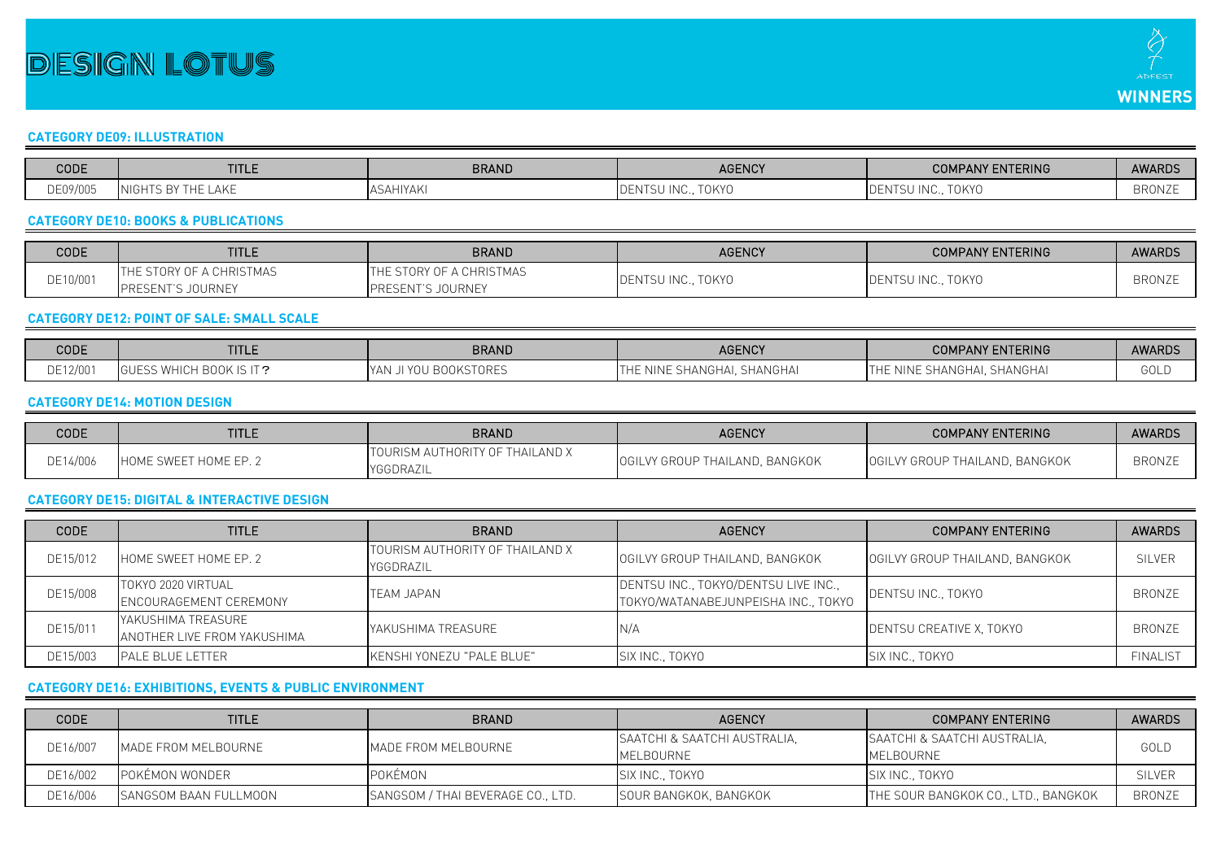# DESIGN LOTUS

ADFEST **WINNERS**

### CATEGORY DE09: ILLUSTRATION

| CODE | TITLE | BRAND | AGENCY | COMPANY ENTERING | AWARDS |
| --- | --- | --- | --- | --- | --- |
| DE09/005 | NIGHTS BY THE LAKE | ASAHIYAKI | DENTSU INC., TOKYO | DENTSU INC., TOKYO | BRONZE |

### CATEGORY DE10: BOOKS & PUBLICATIONS

| CODE | TITLE | BRAND | AGENCY | COMPANY ENTERING | AWARDS |
| --- | --- | --- | --- | --- | --- |
| DE10/001 | THE STORY OF A CHRISTMAS PRESENT'S JOURNEY | THE STORY OF A CHRISTMAS PRESENT'S JOURNEY | DENTSU INC., TOKYO | DENTSU INC., TOKYO | BRONZE |

### CATEGORY DE12: POINT OF SALE: SMALL SCALE

| CODE | TITLE | BRAND | AGENCY | COMPANY ENTERING | AWARDS |
| --- | --- | --- | --- | --- | --- |
| DE12/001 | GUESS WHICH BOOK IS IT? | YAN JI YOU BOOKSTORES | THE NINE SHANGHAI, SHANGHAI | THE NINE SHANGHAI, SHANGHAI | GOLD |

### CATEGORY DE14: MOTION DESIGN

| CODE | TITLE | BRAND | AGENCY | COMPANY ENTERING | AWARDS |
| --- | --- | --- | --- | --- | --- |
| DE14/006 | HOME SWEET HOME EP. 2 | TOURISM AUTHORITY OF THAILAND X YGGDRAZIL | OGILVY GROUP THAILAND, BANGKOK | OGILVY GROUP THAILAND, BANGKOK | BRONZE |

### CATEGORY DE15: DIGITAL & INTERACTIVE DESIGN

| CODE | TITLE | BRAND | AGENCY | COMPANY ENTERING | AWARDS |
| --- | --- | --- | --- | --- | --- |
| DE15/012 | HOME SWEET HOME EP. 2 | TOURISM AUTHORITY OF THAILAND X YGGDRAZIL | OGILVY GROUP THAILAND, BANGKOK | OGILVY GROUP THAILAND, BANGKOK | SILVER |
| DE15/008 | TOKYO 2020 VIRTUAL ENCOURAGEMENT CEREMONY | TEAM JAPAN | DENTSU INC., TOKYO/DENTSU LIVE INC., TOKYO/WATANABEJUNPEISHA INC., TOKYO | DENTSU INC., TOKYO | BRONZE |
| DE15/011 | YAKUSHIMA TREASURE ANOTHER LIVE FROM YAKUSHIMA | YAKUSHIMA TREASURE | N/A | DENTSU CREATIVE X, TOKYO | BRONZE |
| DE15/003 | PALE BLUE LETTER | KENSHI YONEZU "PALE BLUE" | SIX INC., TOKYO | SIX INC., TOKYO | FINALIST |

### CATEGORY DE16: EXHIBITIONS, EVENTS & PUBLIC ENVIRONMENT

| CODE | TITLE | BRAND | AGENCY | COMPANY ENTERING | AWARDS |
| --- | --- | --- | --- | --- | --- |
| DE16/007 | MADE FROM MELBOURNE | MADE FROM MELBOURNE | SAATCHI & SAATCHI AUSTRALIA, MELBOURNE | SAATCHI & SAATCHI AUSTRALIA, MELBOURNE | GOLD |
| DE16/002 | POKÉMON WONDER | POKÉMON | SIX INC., TOKYO | SIX INC., TOKYO | SILVER |
| DE16/006 | SANGSOM BAAN FULLMOON | SANGSOM / THAI BEVERAGE CO., LTD. | SOUR BANGKOK, BANGKOK | THE SOUR BANGKOK CO., LTD., BANGKOK | BRONZE |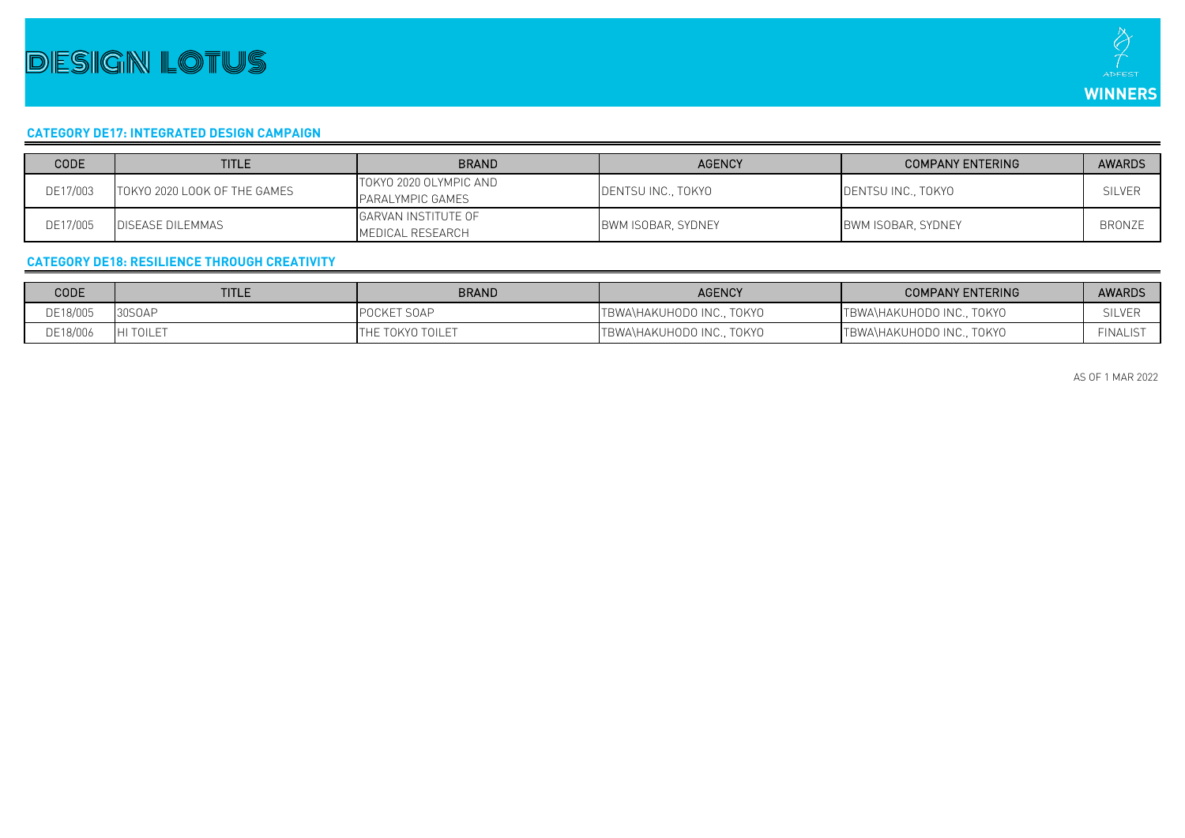# DESIGN LOTUS

ADFEST

**WINNERS**

### CATEGORY DE17: INTEGRATED DESIGN CAMPAIGN

| CODE | TITLE | BRAND | AGENCY | COMPANY ENTERING | AWARDS |
|---|---|---|---|---|---|
| DE17/003 | TOKYO 2020 LOOK OF THE GAMES | TOKYO 2020 OLYMPIC AND PARALYMPIC GAMES | DENTSU INC., TOKYO | DENTSU INC., TOKYO | SILVER |
| DE17/005 | DISEASE DILEMMAS | GARVAN INSTITUTE OF MEDICAL RESEARCH | BWM ISOBAR, SYDNEY | BWM ISOBAR, SYDNEY | BRONZE |

### CATEGORY DE18: RESILIENCE THROUGH CREATIVITY

| CODE | TITLE | BRAND | AGENCY | COMPANY ENTERING | AWARDS |
|---|---|---|---|---|---|
| DE18/005 | 30SOAP | POCKET SOAP | TBWA\HAKUHODO INC., TOKYO | TBWA\HAKUHODO INC., TOKYO | SILVER |
| DE18/006 | HI TOILET | THE TOKYO TOILET | TBWA\HAKUHODO INC., TOKYO | TBWA\HAKUHODO INC., TOKYO | FINALIST |

AS OF 1 MAR 2022